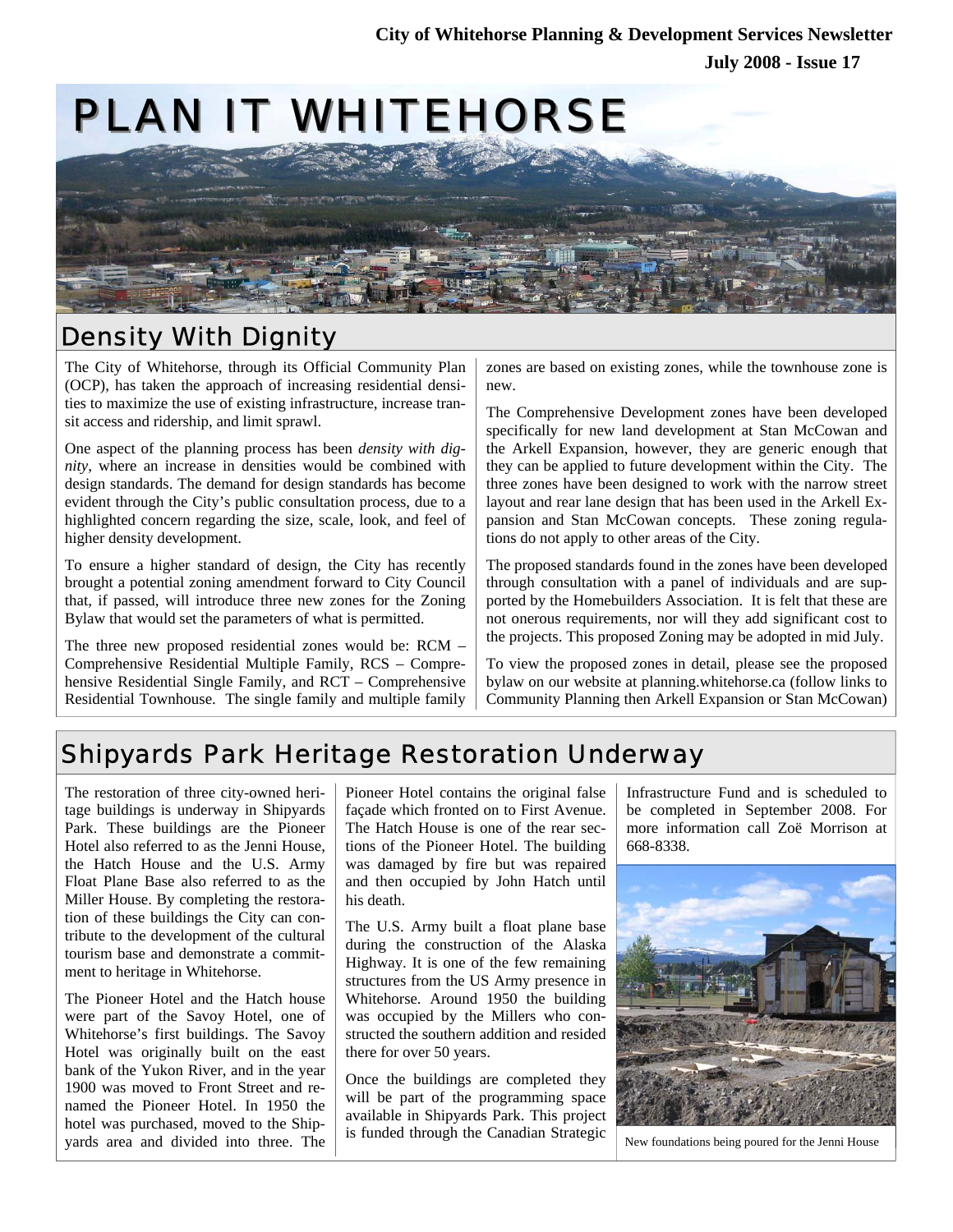City of Whitehorse Planning & Development Services Newsletter

July 2008 - Issue 17

# PLAN IT WHITEHORSE

## Density With Dignity

The City of Whitehorse, through its Official Community Plan (OCP), has taken the approach of increasing residential densities to maximize the use of existing infrastructure, increase transit access and ridership, and limit sprawl.

One aspect of the planning process has been *density with dignity*, where an increase in densities would be combined with design standards. The demand for design standards has become evident through the City's public consultation process, due to a highlighted concern regarding the size, scale, look, and feel of higher density development.

To ensure a higher standard of design, the City has recently brought a potential zoning amendment forward to City Council that, if passed, will introduce three new zones for the Zoning Bylaw that would set the parameters of what is permitted.

The three new proposed residential zones would be: RCM – Comprehensive Residential Multiple Family, RCS – Comprehensive Residential Single Family, and RCT – Comprehensive Residential Townhouse. The single family and multiple family zones are based on existing zones, while the townhouse zone is new.

The Comprehensive Development zones have been developed specifically for new land development at Stan McCowan and the Arkell Expansion, however, they are generic enough that they can be applied to future development within the City. The three zones have been designed to work with the narrow street layout and rear lane design that has been used in the Arkell Expansion and Stan McCowan concepts. These zoning regulations do not apply to other areas of the City.

The proposed standards found in the zones have been developed through consultation with a panel of individuals and are supported by the Homebuilders Association. It is felt that these are not onerous requirements, nor will they add significant cost to the projects. This proposed Zoning may be adopted in mid July.

To view the proposed zones in detail, please see the proposed bylaw on our website at planning.whitehorse.ca (follow links to Community Planning then Arkell Expansion or Stan McCowan)

## Shipyards Park Heritage Restoration Underway

The restoration of three city-owned heritage buildings is underway in Shipyards Park. These buildings are the Pioneer Hotel also referred to as the Jenni House, the Hatch House and the U.S. Army Float Plane Base also referred to as the Miller House. By completing the restoration of these buildings the City can contribute to the development of the cultural tourism base and demonstrate a commitment to heritage in Whitehorse.

The Pioneer Hotel and the Hatch house were part of the Savoy Hotel, one of Whitehorse's first buildings. The Savoy Hotel was originally built on the east bank of the Yukon River, and in the year 1900 was moved to Front Street and renamed the Pioneer Hotel. In 1950 the hotel was purchased, moved to the Shipyards area and divided into three. The Pioneer Hotel contains the original false façade which fronted on to First Avenue. The Hatch House is one of the rear sections of the Pioneer Hotel. The building was damaged by fire but was repaired and then occupied by John Hatch until his death.

The U.S. Army built a float plane base during the construction of the Alaska Highway. It is one of the few remaining structures from the US Army presence in Whitehorse. Around 1950 the building was occupied by the Millers who constructed the southern addition and resided there for over 50 years.

Once the buildings are completed they will be part of the programming space available in Shipyards Park. This project is funded through the Canadian Strategic Infrastructure Fund and is scheduled to be completed in September 2008. For more information call Zoë Morrison at 668-8338.

New foundations being poured for the Jenni House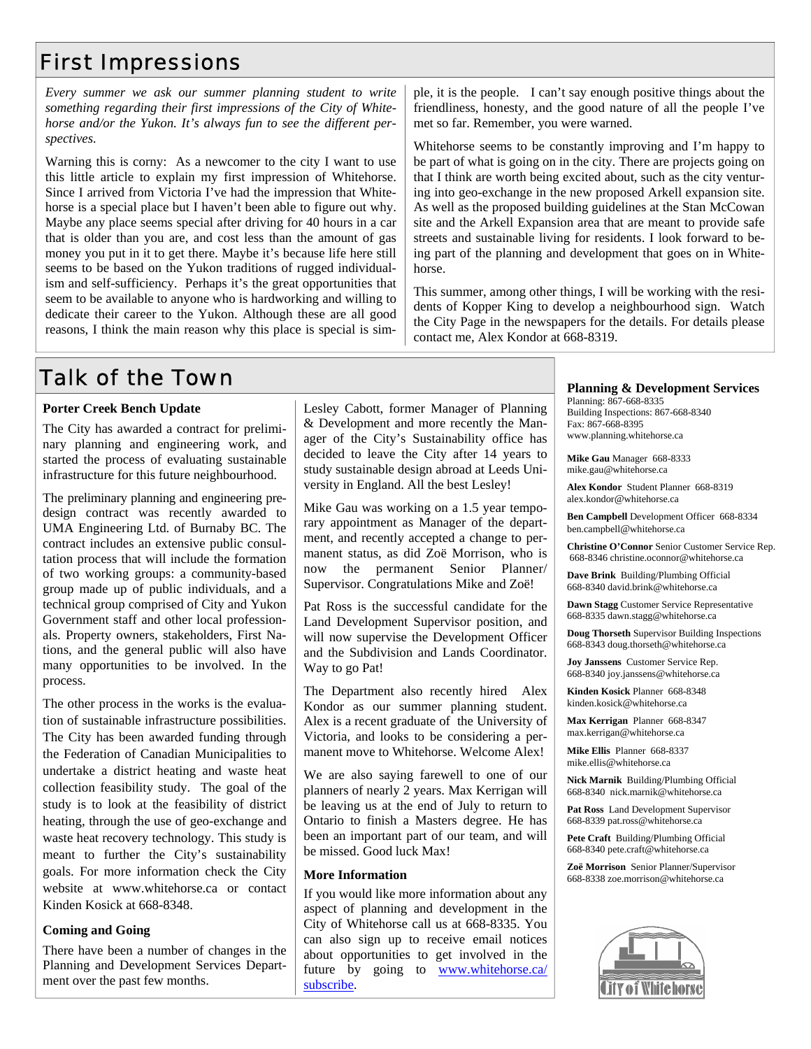## First Impressions

*Every summer we ask our summer planning student to write something regarding their first impressions of the City of Whitehorse and/or the Yukon. It's always fun to see the different perspectives.*

Warning this is corny: As a newcomer to the city I want to use this little article to explain my first impression of Whitehorse. Since I arrived from Victoria I've had the impression that Whitehorse is a special place but I haven't been able to figure out why. Maybe any place seems special after driving for 40 hours in a car that is older than you are, and cost less than the amount of gas money you put in it to get there. Maybe it's because life here still seems to be based on the Yukon traditions of rugged individualism and self-sufficiency. Perhaps it's the great opportunities that seem to be available to anyone who is hardworking and willing to dedicate their career to the Yukon. Although these are all good reasons, I think the main reason why this place is special is simple, it is the people. I can't say enough positive things about the friendliness, honesty, and the good nature of all the people I've met so far. Remember, you were warned.

Whitehorse seems to be constantly improving and I'm happy to be part of what is going on in the city. There are projects going on that I think are worth being excited about, such as the city venturing into geo-exchange in the new proposed Arkell expansion site. As well as the proposed building guidelines at the Stan McCowan site and the Arkell Expansion area that are meant to provide safe streets and sustainable living for residents. I look forward to being part of the planning and development that goes on in Whitehorse.

This summer, among other things, I will be working with the residents of Kopper King to develop a neighbourhood sign. Watch the City Page in the newspapers for the details. For details please contact me, Alex Kondor at 668-8319.

## Talk of the Town

### Porter Creek Bench Update

The City has awarded a contract for preliminary planning and engineering work, and started the process of evaluating sustainable infrastructure for this future neighbourhood.

The preliminary planning and engineering predesign contract was recently awarded to UMA Engineering Ltd. of Burnaby BC. The contract includes an extensive public consultation process that will include the formation of two working groups: a community-based group made up of public individuals, and a technical group comprised of City and Yukon Government staff and other local professionals. Property owners, stakeholders, First Nations, and the general public will also have many opportunities to be involved. In the process.

The other process in the works is the evaluation of sustainable infrastructure possibilities. The City has been awarded funding through the Federation of Canadian Municipalities to undertake a district heating and waste heat collection feasibility study. The goal of the study is to look at the feasibility of district heating, through the use of geo-exchange and waste heat recovery technology. This study is meant to further the City's sustainability goals. For more information check the City website at www.whitehorse.ca or contact Kinden Kosick at 668-8348.

### Coming and Going

There have been a number of changes in the Planning and Development Services Department over the past few months.

Lesley Cabott, former Manager of Planning & Development and more recently the Manager of the City's Sustainability office has decided to leave the City after 14 years to study sustainable design abroad at Leeds University in England. All the best Lesley!

Mike Gau was working on a 1.5 year temporary appointment as Manager of the department, and recently accepted a change to permanent status, as did Zoë Morrison, who is now the permanent Senior Planner/ Supervisor. Congratulations Mike and Zoë!

Pat Ross is the successful candidate for the Land Development Supervisor position, and will now supervise the Development Officer and the Subdivision and Lands Coordinator. Way to go Pat!

The Department also recently hired Alex Kondor as our summer planning student. Alex is a recent graduate of the University of Victoria, and looks to be considering a permanent move to Whitehorse. Welcome Alex!

We are also saying farewell to one of our planners of nearly 2 years. Max Kerrigan will be leaving us at the end of July to return to Ontario to finish a Masters degree. He has been an important part of our team, and will be missed. Good luck Max!

### More Information

If you would like more information about any aspect of planning and development in the City of Whitehorse call us at 668-8335. You can also sign up to receive email notices about opportunities to get involved in the future by going to www.whitehorse.ca/subscribe.

### Planning & Development Services

Planning: 867-668-8335
Building Inspections: 867-668-8340
Fax: 867-668-8395
www.planning.whitehorse.ca

**Mike Gau** Manager 668-8333
mike.gau@whitehorse.ca

**Alex Kondor** Student Planner 668-8319
alex.kondor@whitehorse.ca

**Ben Campbell** Development Officer 668-8334
ben.campbell@whitehorse.ca

**Christine O'Connor** Senior Customer Service Rep.
668-8346 christine.oconnor@whitehorse.ca

**Dave Brink** Building/Plumbing Official
668-8340 david.brink@whitehorse.ca

**Dawn Stagg** Customer Service Representative
668-8335 dawn.stagg@whitehorse.ca

**Doug Thorseth** Supervisor Building Inspections
668-8343 doug.thorseth@whitehorse.ca

**Joy Janssens** Customer Service Rep.
668-8340 joy.janssens@whitehorse.ca

**Kinden Kosick** Planner 668-8348
kinden.kosick@whitehorse.ca

**Max Kerrigan** Planner 668-8347
max.kerrigan@whitehorse.ca

**Mike Ellis** Planner 668-8337
mike.ellis@whitehorse.ca

**Nick Marnik** Building/Plumbing Official
668-8340 nick.marnik@whitehorse.ca

**Pat Ross** Land Development Supervisor
668-8339 pat.ross@whitehorse.ca

**Pete Craft** Building/Plumbing Official
668-8340 pete.craft@whitehorse.ca

**Zoë Morrison** Senior Planner/Supervisor
668-8338 zoe.morrison@whitehorse.ca

City of Whitehorse